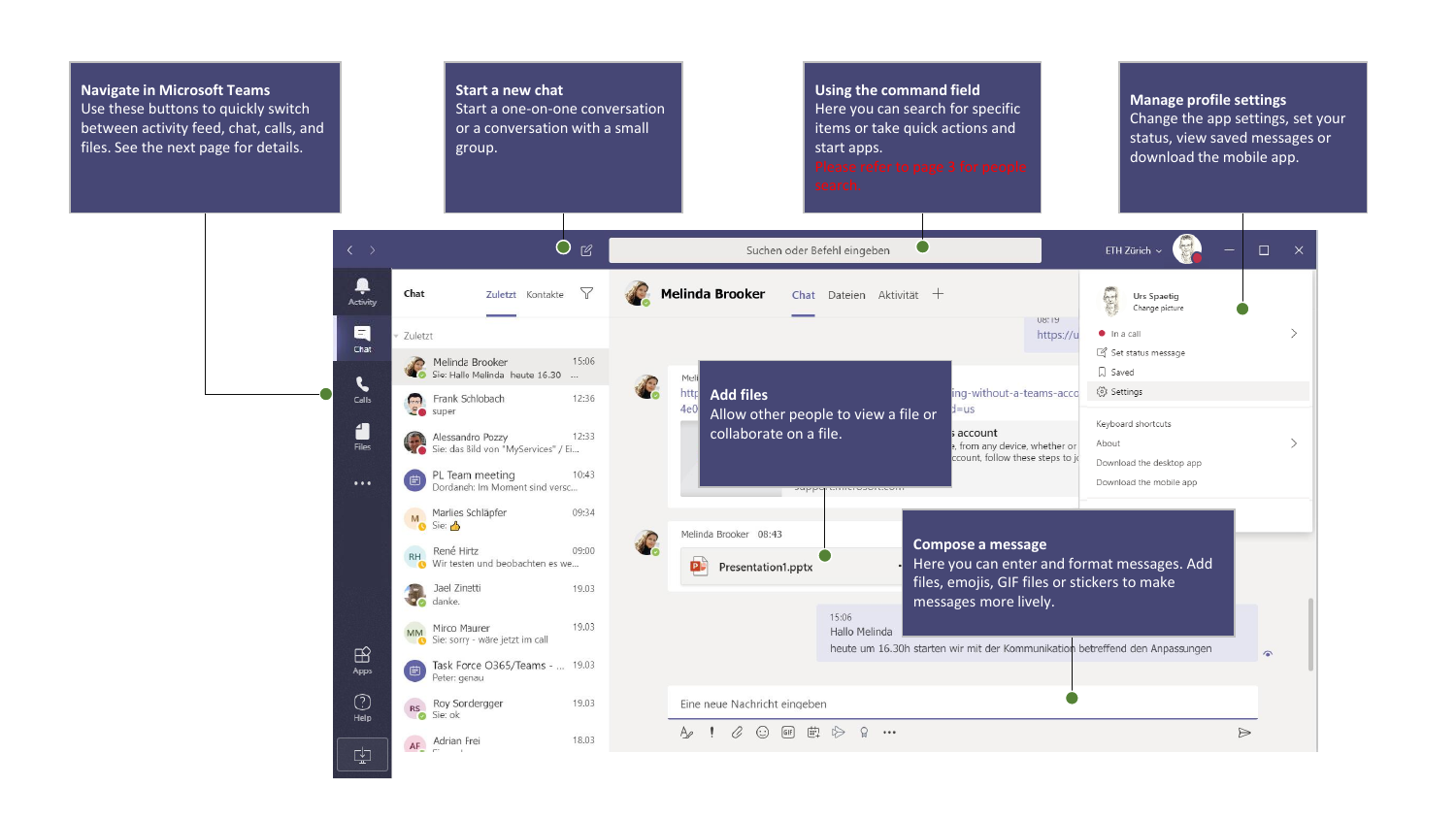**Navigate in Microsoft Teams**
Use these buttons to quickly switch between activity feed, chat, calls, and files. See the next page for details.

**Start a new chat**
Start a one-on-one conversation or a conversation with a small group.

**Using the command field**
Here you can search for specific items or take quick actions and start apps.
Please refer to page 3 for people search.

**Manage profile settings**
Change the app settings, set your status, view saved messages or download the mobile app.

**Add files**
Allow other people to view a file or collaborate on a file.

**Compose a message**
Here you can enter and format messages. Add files, emojis, GIF files or stickers to make messages more lively.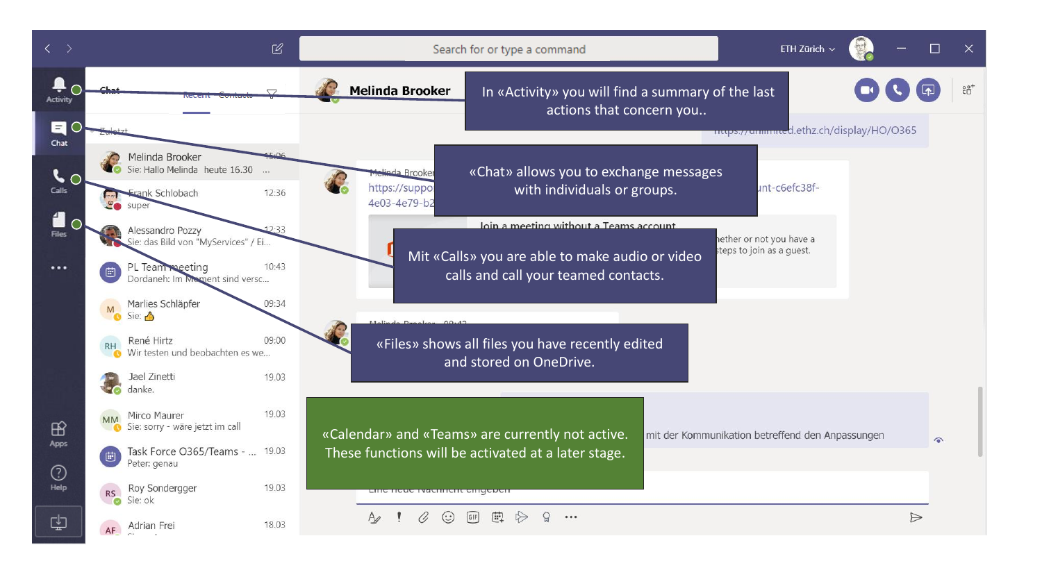In «Activity» you will find a summary of the last actions that concern you..

«Chat» allows you to exchange messages with individuals or groups.

Mit «Calls» you are able to make audio or video calls and call your teamed contacts.

«Files» shows all files you have recently edited and stored on OneDrive.

«Calendar» and «Teams» are currently not active. These functions will be activated at a later stage.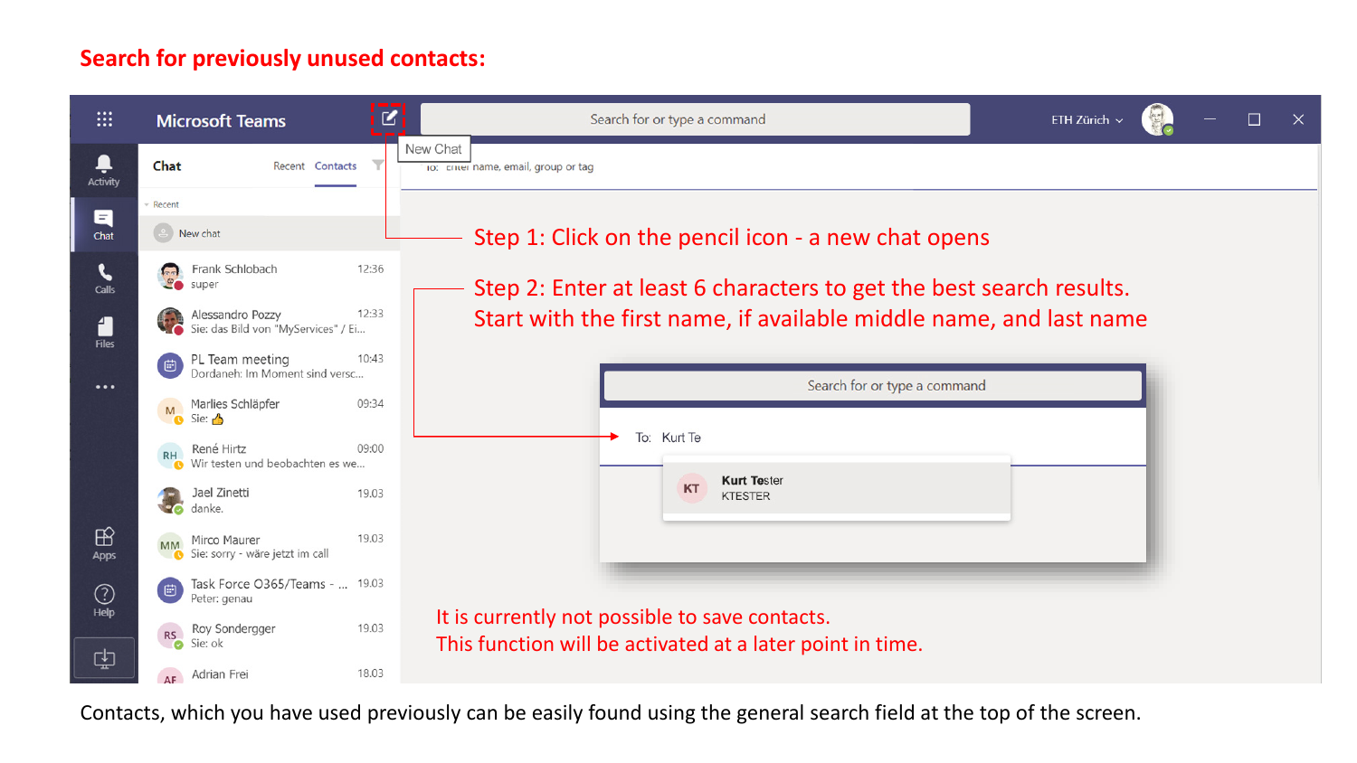## Search for previously unused contacts:

Step 1: Click on the pencil icon - a new chat opens

Step 2: Enter at least 6 characters to get the best search results. Start with the first name, if available middle name, and last name

It is currently not possible to save contacts. This function will be activated at a later point in time.

Contacts, which you have used previously can be easily found using the general search field at the top of the screen.